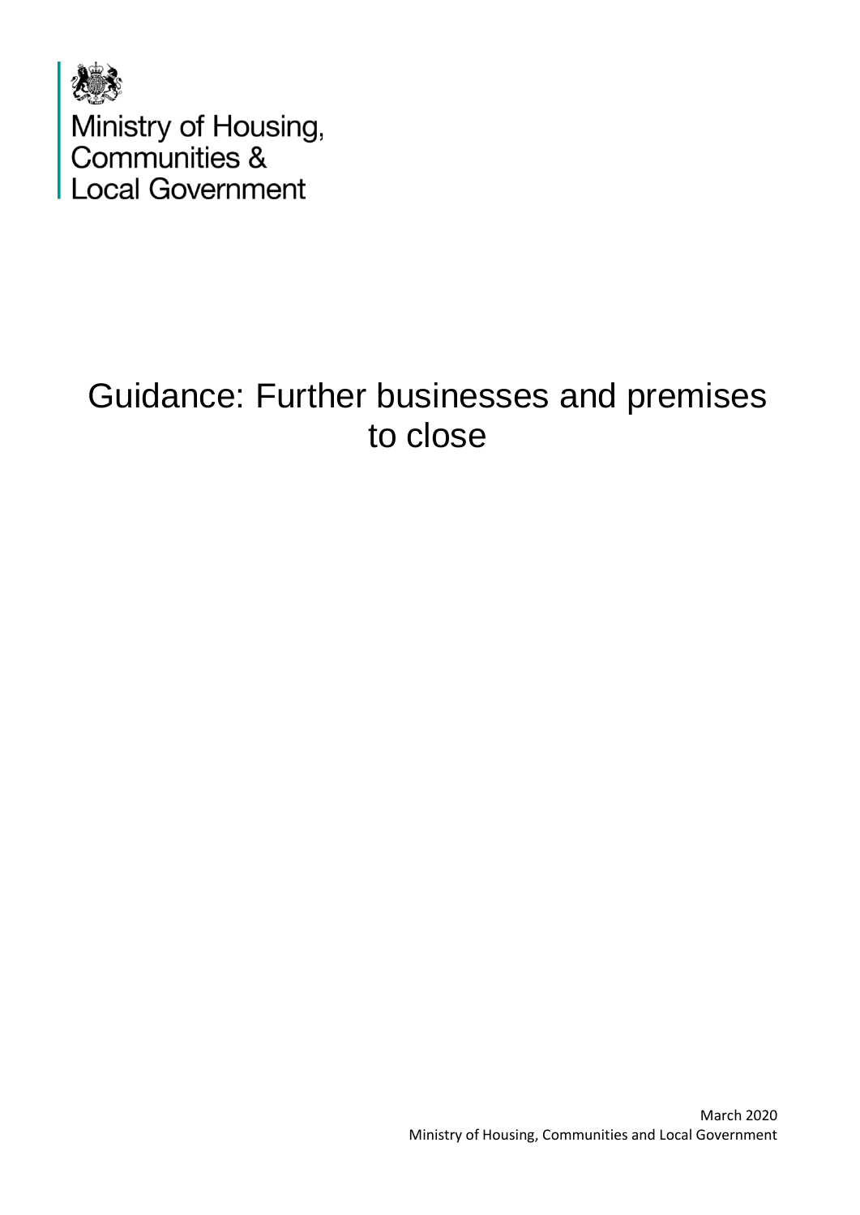Ministry of Housing, Communities & Local Government

# Guidance: Further businesses and premises to close

March 2020
Ministry of Housing, Communities and Local Government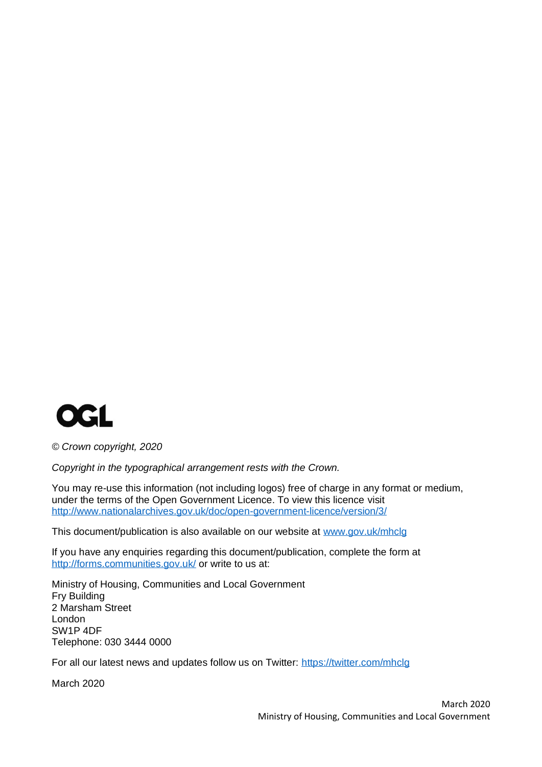OGL

*© Crown copyright, 2020*

*Copyright in the typographical arrangement rests with the Crown.*

You may re-use this information (not including logos) free of charge in any format or medium, under the terms of the Open Government Licence. To view this licence visit http://www.nationalarchives.gov.uk/doc/open-government-licence/version/3/

This document/publication is also available on our website at www.gov.uk/mhclg

If you have any enquiries regarding this document/publication, complete the form at http://forms.communities.gov.uk/ or write to us at:

Ministry of Housing, Communities and Local Government
Fry Building
2 Marsham Street
London
SW1P 4DF
Telephone: 030 3444 0000

For all our latest news and updates follow us on Twitter: https://twitter.com/mhclg

March 2020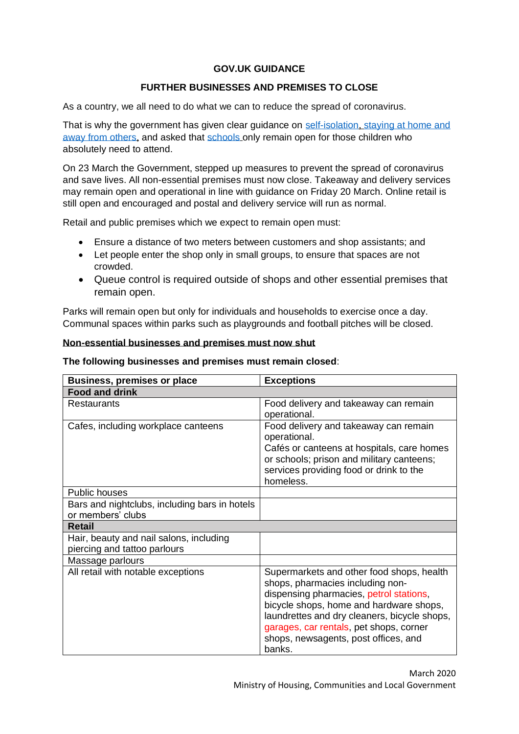**GOV.UK GUIDANCE**

**FURTHER BUSINESSES AND PREMISES TO CLOSE**

As a country, we all need to do what we can to reduce the spread of coronavirus.

That is why the government has given clear guidance on [self-isolation](), [staying at home and away from others](), and asked that [schools ]()only remain open for those children who absolutely need to attend.

On 23 March the Government, stepped up measures to prevent the spread of coronavirus and save lives. All non-essential premises must now close. Takeaway and delivery services may remain open and operational in line with guidance on Friday 20 March. Online retail is still open and encouraged and postal and delivery service will run as normal.

Retail and public premises which we expect to remain open must:

- Ensure a distance of two meters between customers and shop assistants; and
- Let people enter the shop only in small groups, to ensure that spaces are not crowded.
- Queue control is required outside of shops and other essential premises that remain open.

Parks will remain open but only for individuals and households to exercise once a day. Communal spaces within parks such as playgrounds and football pitches will be closed.

**Non-essential businesses and premises must now shut**

**The following businesses and premises must remain closed**:

| Business, premises or place | Exceptions |
|---|---|
| **Food and drink** | |
| Restaurants | Food delivery and takeaway can remain operational. |
| Cafes, including workplace canteens | Food delivery and takeaway can remain operational.<br>Cafés or canteens at hospitals, care homes or schools; prison and military canteens; services providing food or drink to the homeless. |
| Public houses | |
| Bars and nightclubs, including bars in hotels or members' clubs | |
| **Retail** | |
| Hair, beauty and nail salons, including piercing and tattoo parlours | |
| Massage parlours | |
| All retail with notable exceptions | Supermarkets and other food shops, health shops, pharmacies including non-dispensing pharmacies, petrol stations, bicycle shops, home and hardware shops, laundrettes and dry cleaners, bicycle shops, garages, car rentals, pet shops, corner shops, newsagents, post offices, and banks. |

March 2020
Ministry of Housing, Communities and Local Government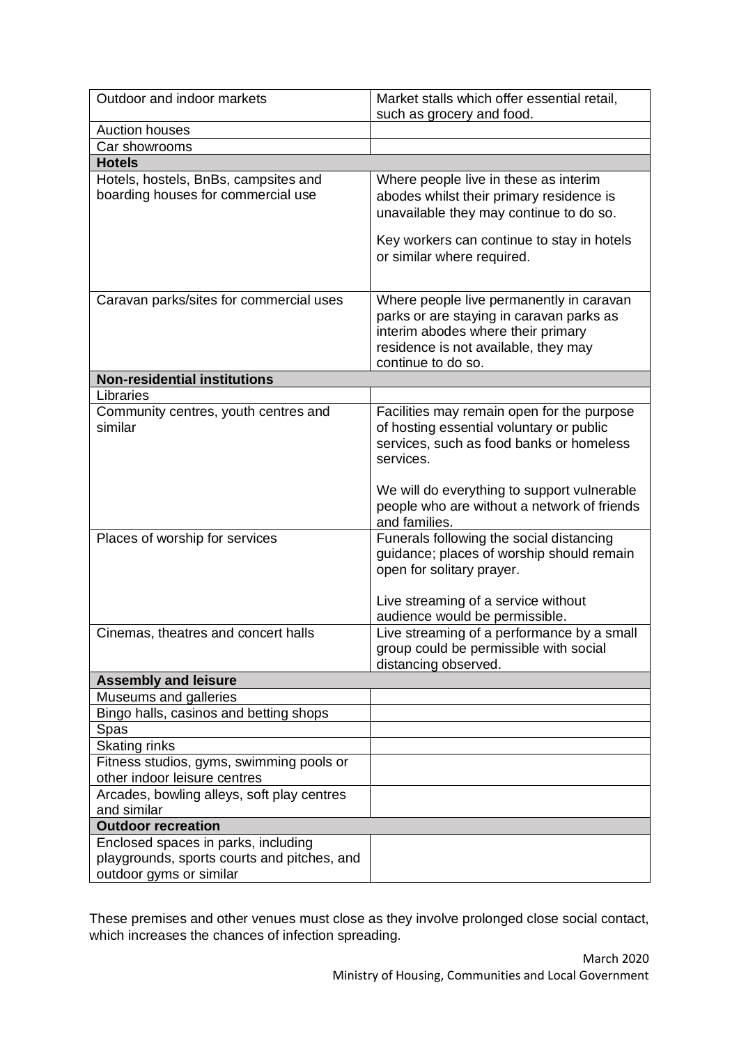| | |
|---|---|
| Outdoor and indoor markets | Market stalls which offer essential retail, such as grocery and food. |
| Auction houses | |
| Car showrooms | |
| **Hotels** | |
| Hotels, hostels, BnBs, campsites and boarding houses for commercial use | Where people live in these as interim abodes whilst their primary residence is unavailable they may continue to do so.<br><br>Key workers can continue to stay in hotels or similar where required. |
| Caravan parks/sites for commercial uses | Where people live permanently in caravan parks or are staying in caravan parks as interim abodes where their primary residence is not available, they may continue to do so. |
| **Non-residential institutions** | |
| Libraries | |
| Community centres, youth centres and similar | Facilities may remain open for the purpose of hosting essential voluntary or public services, such as food banks or homeless services.<br><br>We will do everything to support vulnerable people who are without a network of friends and families. |
| Places of worship for services | Funerals following the social distancing guidance; places of worship should remain open for solitary prayer.<br><br>Live streaming of a service without audience would be permissible. |
| Cinemas, theatres and concert halls | Live streaming of a performance by a small group could be permissible with social distancing observed. |
| **Assembly and leisure** | |
| Museums and galleries | |
| Bingo halls, casinos and betting shops | |
| Spas | |
| Skating rinks | |
| Fitness studios, gyms, swimming pools or other indoor leisure centres | |
| Arcades, bowling alleys, soft play centres and similar | |
| **Outdoor recreation** | |
| Enclosed spaces in parks, including playgrounds, sports courts and pitches, and outdoor gyms or similar | |

These premises and other venues must close as they involve prolonged close social contact, which increases the chances of infection spreading.

March 2020
Ministry of Housing, Communities and Local Government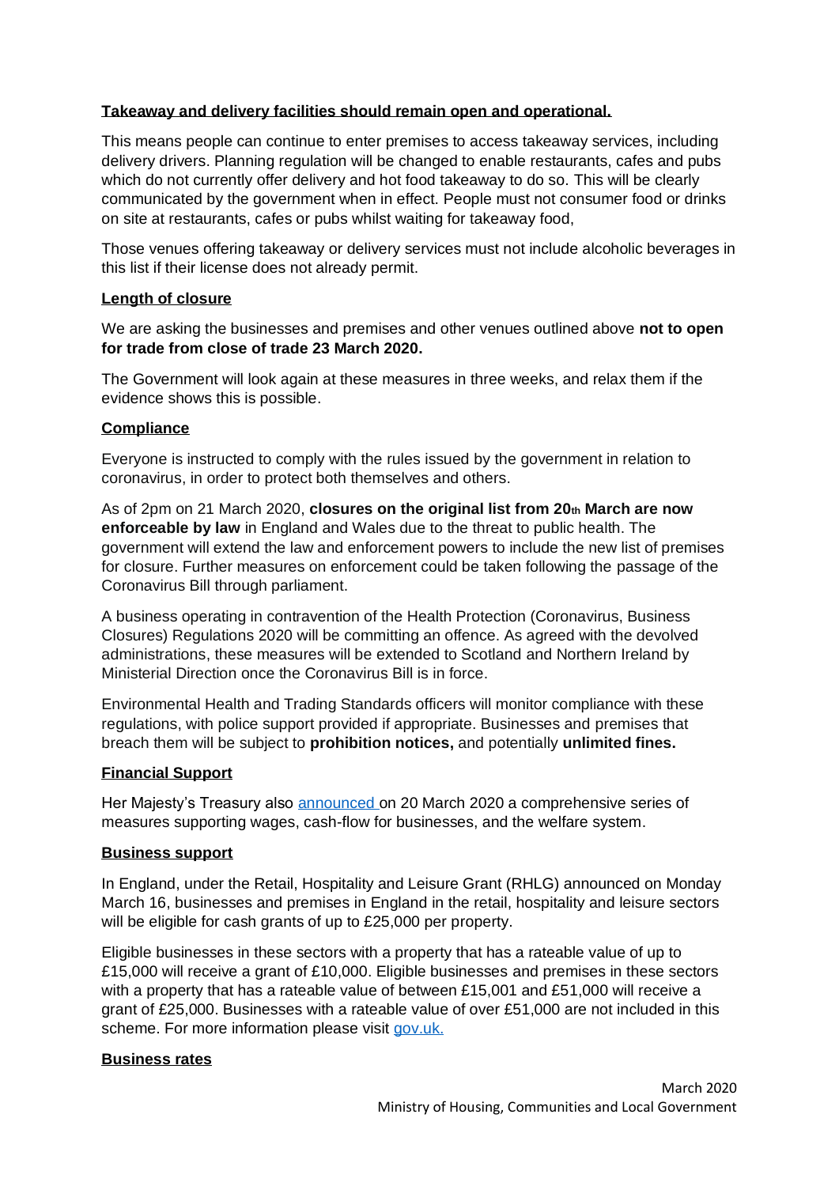**Takeaway and delivery facilities should remain open and operational.**

This means people can continue to enter premises to access takeaway services, including delivery drivers. Planning regulation will be changed to enable restaurants, cafes and pubs which do not currently offer delivery and hot food takeaway to do so. This will be clearly communicated by the government when in effect. People must not consumer food or drinks on site at restaurants, cafes or pubs whilst waiting for takeaway food,

Those venues offering takeaway or delivery services must not include alcoholic beverages in this list if their license does not already permit.

**Length of closure**

We are asking the businesses and premises and other venues outlined above **not to open for trade from close of trade 23 March 2020.**

The Government will look again at these measures in three weeks, and relax them if the evidence shows this is possible.

**Compliance**

Everyone is instructed to comply with the rules issued by the government in relation to coronavirus, in order to protect both themselves and others.

As of 2pm on 21 March 2020, **closures on the original list from 20th March are now enforceable by law** in England and Wales due to the threat to public health. The government will extend the law and enforcement powers to include the new list of premises for closure. Further measures on enforcement could be taken following the passage of the Coronavirus Bill through parliament.

A business operating in contravention of the Health Protection (Coronavirus, Business Closures) Regulations 2020 will be committing an offence. As agreed with the devolved administrations, these measures will be extended to Scotland and Northern Ireland by Ministerial Direction once the Coronavirus Bill is in force.

Environmental Health and Trading Standards officers will monitor compliance with these regulations, with police support provided if appropriate. Businesses and premises that breach them will be subject to **prohibition notices,** and potentially **unlimited fines.**

**Financial Support**

Her Majesty's Treasury also announced on 20 March 2020 a comprehensive series of measures supporting wages, cash-flow for businesses, and the welfare system.

**Business support**

In England, under the Retail, Hospitality and Leisure Grant (RHLG) announced on Monday March 16, businesses and premises in England in the retail, hospitality and leisure sectors will be eligible for cash grants of up to £25,000 per property.

Eligible businesses in these sectors with a property that has a rateable value of up to £15,000 will receive a grant of £10,000. Eligible businesses and premises in these sectors with a property that has a rateable value of between £15,001 and £51,000 will receive a grant of £25,000. Businesses with a rateable value of over £51,000 are not included in this scheme. For more information please visit gov.uk.

**Business rates**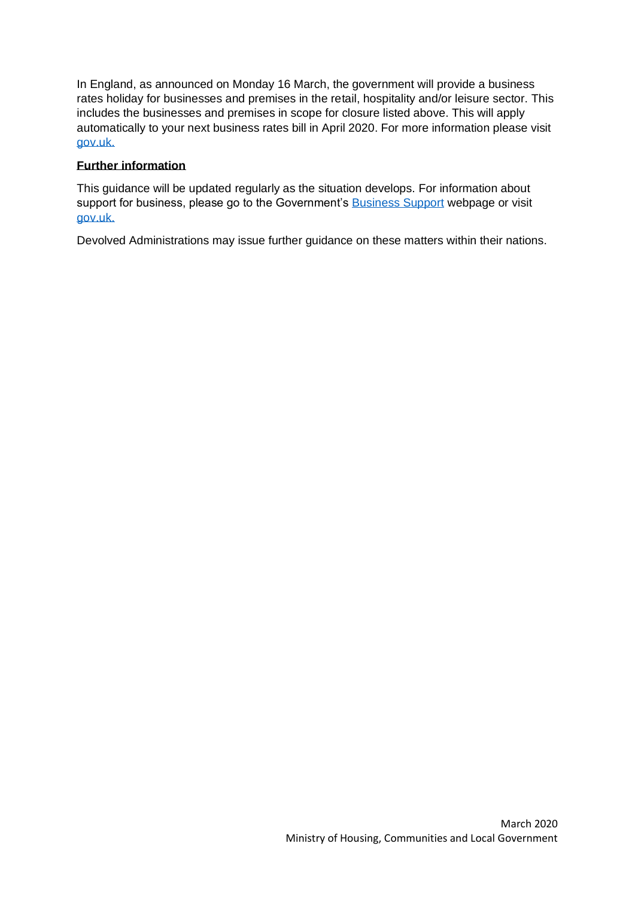In England, as announced on Monday 16 March, the government will provide a business rates holiday for businesses and premises in the retail, hospitality and/or leisure sector. This includes the businesses and premises in scope for closure listed above. This will apply automatically to your next business rates bill in April 2020. For more information please visit gov.uk.

**Further information**

This guidance will be updated regularly as the situation develops. For information about support for business, please go to the Government's Business Support webpage or visit gov.uk.

Devolved Administrations may issue further guidance on these matters within their nations.

March 2020
Ministry of Housing, Communities and Local Government